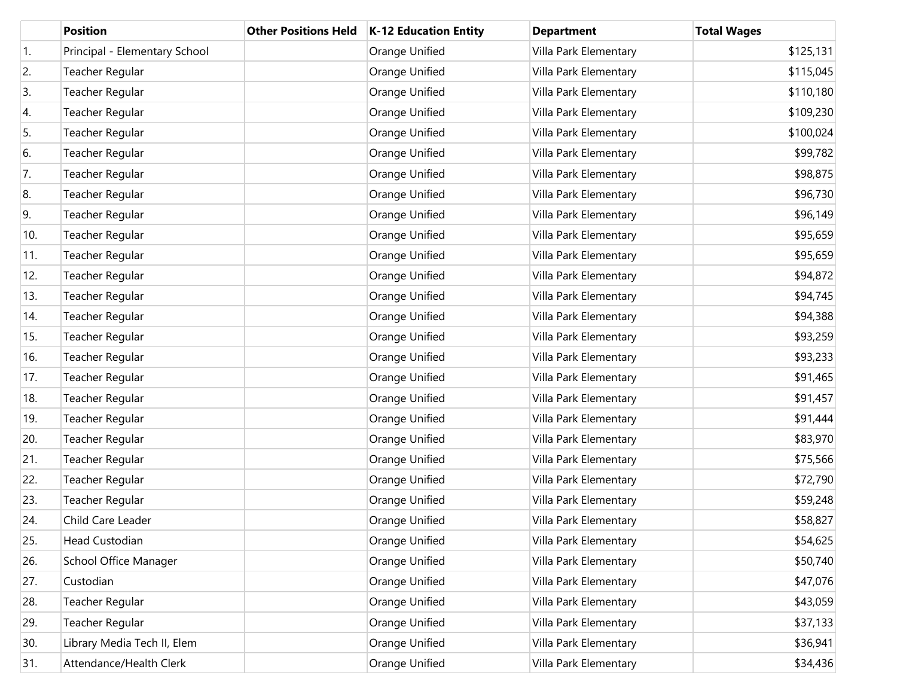| | Position | Other Positions Held | K-12 Education Entity | Department | Total Wages |
|---|---|---|---|---|---|
| 1. | Principal - Elementary School | | Orange Unified | Villa Park Elementary | $125,131 |
| 2. | Teacher Regular | | Orange Unified | Villa Park Elementary | $115,045 |
| 3. | Teacher Regular | | Orange Unified | Villa Park Elementary | $110,180 |
| 4. | Teacher Regular | | Orange Unified | Villa Park Elementary | $109,230 |
| 5. | Teacher Regular | | Orange Unified | Villa Park Elementary | $100,024 |
| 6. | Teacher Regular | | Orange Unified | Villa Park Elementary | $99,782 |
| 7. | Teacher Regular | | Orange Unified | Villa Park Elementary | $98,875 |
| 8. | Teacher Regular | | Orange Unified | Villa Park Elementary | $96,730 |
| 9. | Teacher Regular | | Orange Unified | Villa Park Elementary | $96,149 |
| 10. | Teacher Regular | | Orange Unified | Villa Park Elementary | $95,659 |
| 11. | Teacher Regular | | Orange Unified | Villa Park Elementary | $95,659 |
| 12. | Teacher Regular | | Orange Unified | Villa Park Elementary | $94,872 |
| 13. | Teacher Regular | | Orange Unified | Villa Park Elementary | $94,745 |
| 14. | Teacher Regular | | Orange Unified | Villa Park Elementary | $94,388 |
| 15. | Teacher Regular | | Orange Unified | Villa Park Elementary | $93,259 |
| 16. | Teacher Regular | | Orange Unified | Villa Park Elementary | $93,233 |
| 17. | Teacher Regular | | Orange Unified | Villa Park Elementary | $91,465 |
| 18. | Teacher Regular | | Orange Unified | Villa Park Elementary | $91,457 |
| 19. | Teacher Regular | | Orange Unified | Villa Park Elementary | $91,444 |
| 20. | Teacher Regular | | Orange Unified | Villa Park Elementary | $83,970 |
| 21. | Teacher Regular | | Orange Unified | Villa Park Elementary | $75,566 |
| 22. | Teacher Regular | | Orange Unified | Villa Park Elementary | $72,790 |
| 23. | Teacher Regular | | Orange Unified | Villa Park Elementary | $59,248 |
| 24. | Child Care Leader | | Orange Unified | Villa Park Elementary | $58,827 |
| 25. | Head Custodian | | Orange Unified | Villa Park Elementary | $54,625 |
| 26. | School Office Manager | | Orange Unified | Villa Park Elementary | $50,740 |
| 27. | Custodian | | Orange Unified | Villa Park Elementary | $47,076 |
| 28. | Teacher Regular | | Orange Unified | Villa Park Elementary | $43,059 |
| 29. | Teacher Regular | | Orange Unified | Villa Park Elementary | $37,133 |
| 30. | Library Media Tech II, Elem | | Orange Unified | Villa Park Elementary | $36,941 |
| 31. | Attendance/Health Clerk | | Orange Unified | Villa Park Elementary | $34,436 |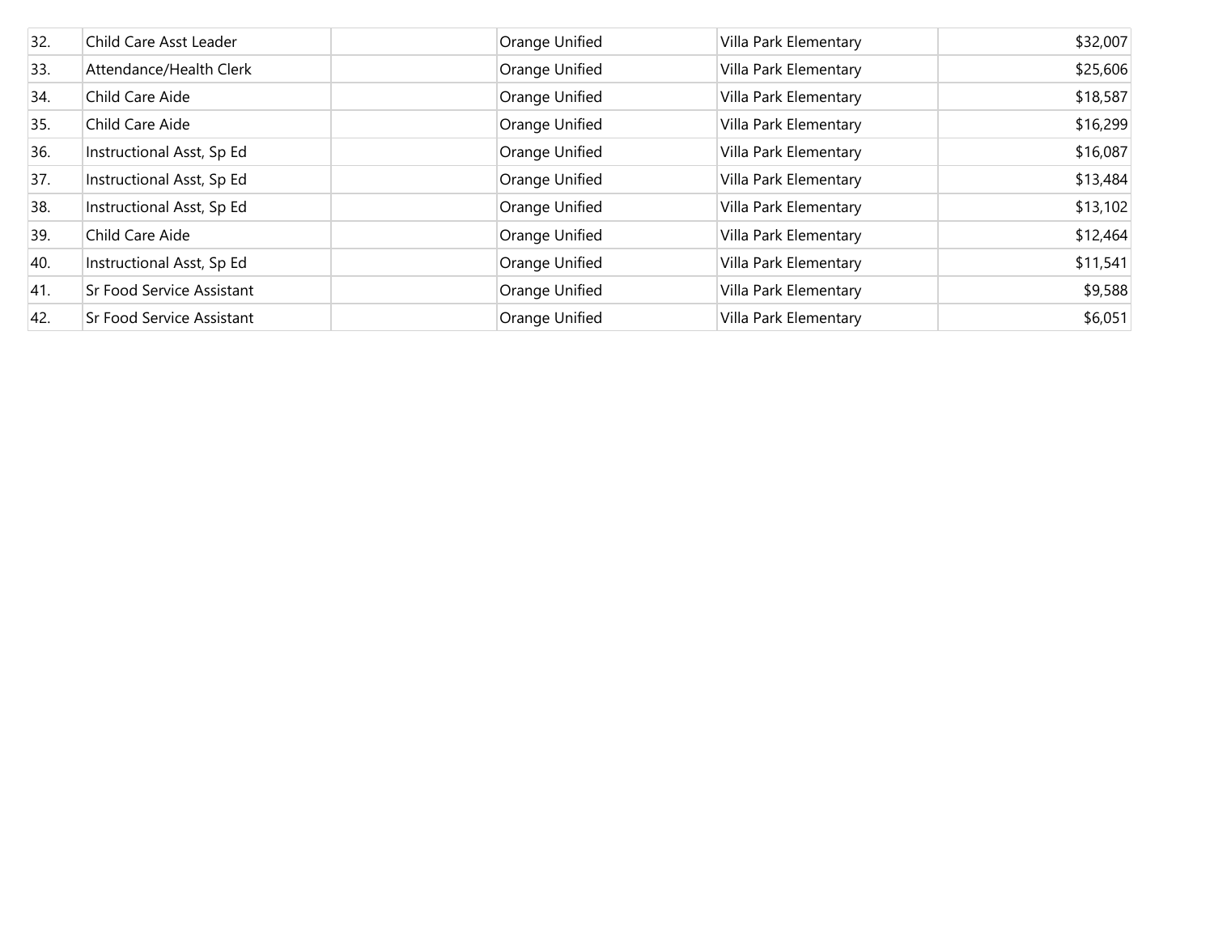| | | | | | |
|---|---|---|---|---|---|
| 32. | Child Care Asst Leader | | Orange Unified | Villa Park Elementary | $32,007 |
| 33. | Attendance/Health Clerk | | Orange Unified | Villa Park Elementary | $25,606 |
| 34. | Child Care Aide | | Orange Unified | Villa Park Elementary | $18,587 |
| 35. | Child Care Aide | | Orange Unified | Villa Park Elementary | $16,299 |
| 36. | Instructional Asst, Sp Ed | | Orange Unified | Villa Park Elementary | $16,087 |
| 37. | Instructional Asst, Sp Ed | | Orange Unified | Villa Park Elementary | $13,484 |
| 38. | Instructional Asst, Sp Ed | | Orange Unified | Villa Park Elementary | $13,102 |
| 39. | Child Care Aide | | Orange Unified | Villa Park Elementary | $12,464 |
| 40. | Instructional Asst, Sp Ed | | Orange Unified | Villa Park Elementary | $11,541 |
| 41. | Sr Food Service Assistant | | Orange Unified | Villa Park Elementary | $9,588 |
| 42. | Sr Food Service Assistant | | Orange Unified | Villa Park Elementary | $6,051 |